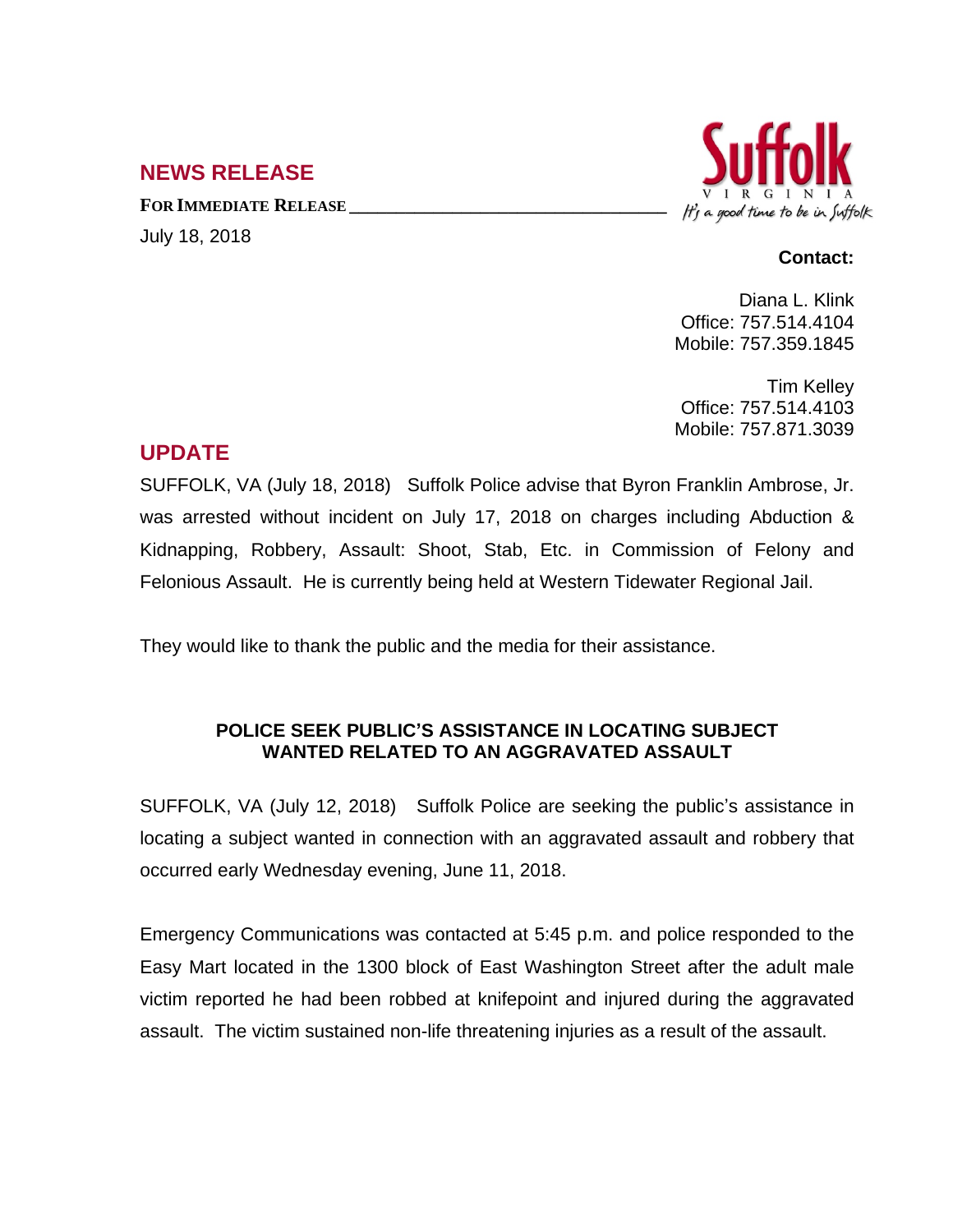## NEWS RELEASE

**FOR IMMEDIATE RELEASE**

July 18, 2018

**Contact:**

Diana L. Klink
Office: 757.514.4104
Mobile: 757.359.1845

Tim Kelley
Office: 757.514.4103
Mobile: 757.871.3039

## UPDATE

SUFFOLK, VA (July 18, 2018) Suffolk Police advise that Byron Franklin Ambrose, Jr. was arrested without incident on July 17, 2018 on charges including Abduction & Kidnapping, Robbery, Assault: Shoot, Stab, Etc. in Commission of Felony and Felonious Assault. He is currently being held at Western Tidewater Regional Jail.

They would like to thank the public and the media for their assistance.

### POLICE SEEK PUBLIC'S ASSISTANCE IN LOCATING SUBJECT WANTED RELATED TO AN AGGRAVATED ASSAULT

SUFFOLK, VA (July 12, 2018) Suffolk Police are seeking the public's assistance in locating a subject wanted in connection with an aggravated assault and robbery that occurred early Wednesday evening, June 11, 2018.

Emergency Communications was contacted at 5:45 p.m. and police responded to the Easy Mart located in the 1300 block of East Washington Street after the adult male victim reported he had been robbed at knifepoint and injured during the aggravated assault. The victim sustained non-life threatening injuries as a result of the assault.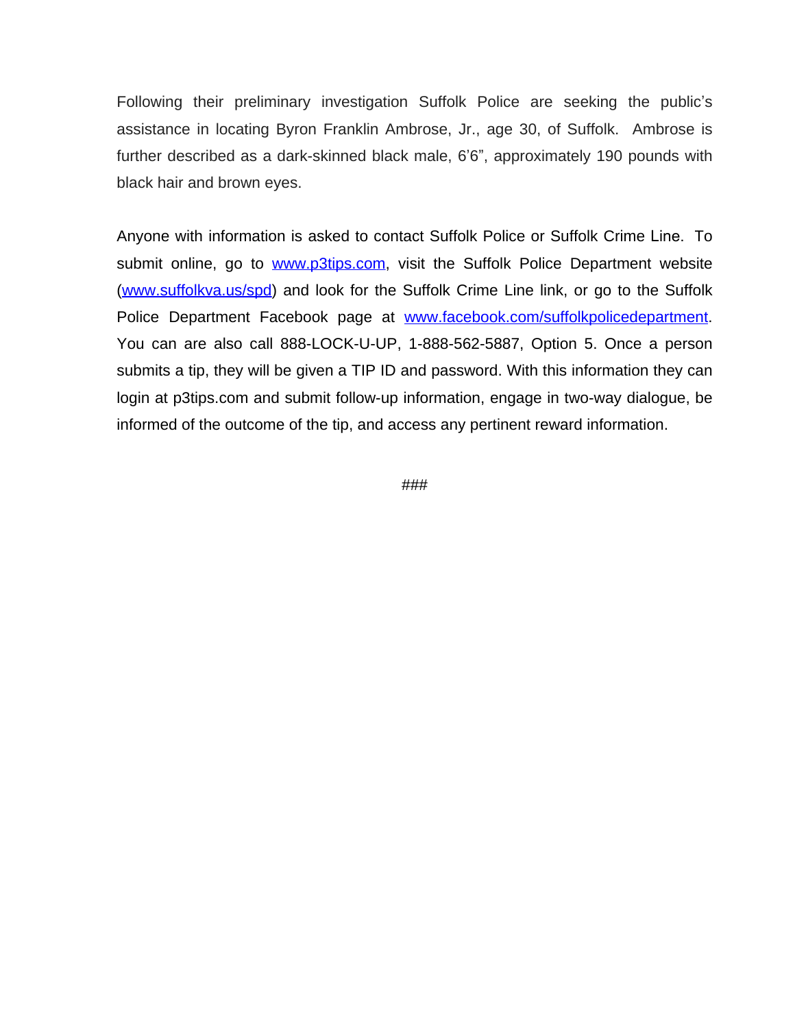Following their preliminary investigation Suffolk Police are seeking the public's assistance in locating Byron Franklin Ambrose, Jr., age 30, of Suffolk. Ambrose is further described as a dark-skinned black male, 6'6", approximately 190 pounds with black hair and brown eyes.

Anyone with information is asked to contact Suffolk Police or Suffolk Crime Line. To submit online, go to www.p3tips.com, visit the Suffolk Police Department website (www.suffolkva.us/spd) and look for the Suffolk Crime Line link, or go to the Suffolk Police Department Facebook page at www.facebook.com/suffolkpolicedepartment. You can are also call 888-LOCK-U-UP, 1-888-562-5887, Option 5. Once a person submits a tip, they will be given a TIP ID and password. With this information they can login at p3tips.com and submit follow-up information, engage in two-way dialogue, be informed of the outcome of the tip, and access any pertinent reward information.

###